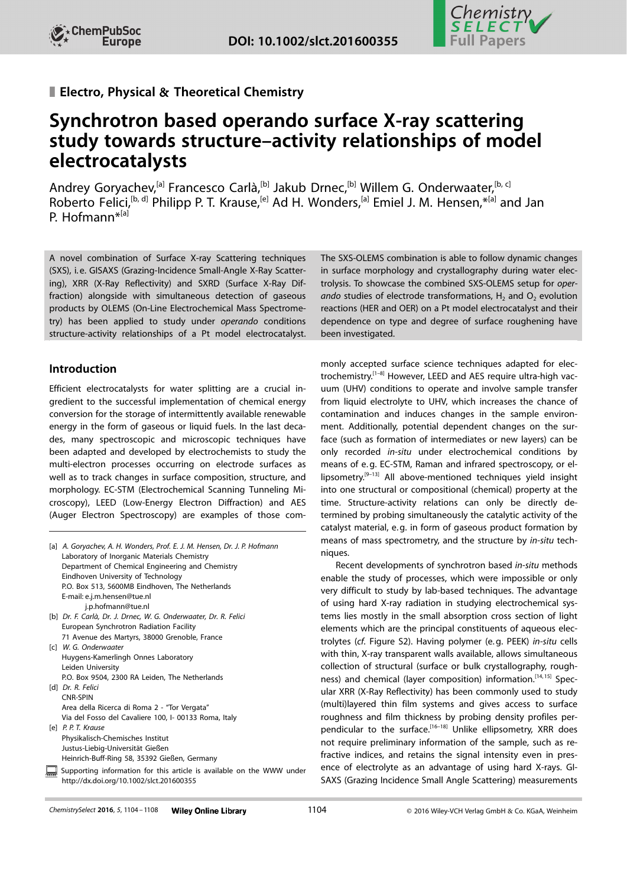## Electro, Physical & Theoretical Chemistry

# Synchrotron based operando surface X-ray scattering study towards structure–activity relationships of model electrocatalysts

Andrey Goryachev,[a] Francesco Carlà,[b] Jakub Drnec,[b] Willem G. Onderwaater,[b, c] Roberto Felici,[b, d] Philipp P. T. Krause,[e] Ad H. Wonders,[a] Emiel J. M. Hensen,*[a] and Jan P. Hofmann*[a]

A novel combination of Surface X-ray Scattering techniques (SXS), i.e. GISAXS (Grazing-Incidence Small-Angle X-Ray Scattering), XRR (X-Ray Reflectivity) and SXRD (Surface X-Ray Diffraction) alongside with simultaneous detection of gaseous products by OLEMS (On-Line Electrochemical Mass Spectrometry) has been applied to study under *operando* conditions structure-activity relationships of a Pt model electrocatalyst. The SXS-OLEMS combination is able to follow dynamic changes in surface morphology and crystallography during water electrolysis. To showcase the combined SXS-OLEMS setup for *operando* studies of electrode transformations, $H_2$ and $O_2$ evolution reactions (HER and OER) on a Pt model electrocatalyst and their dependence on type and degree of surface roughening have been investigated.

## Introduction

Efficient electrocatalysts for water splitting are a crucial ingredient to the successful implementation of chemical energy conversion for the storage of intermittently available renewable energy in the form of gaseous or liquid fuels. In the last decades, many spectroscopic and microscopic techniques have been adapted and developed by electrochemists to study the multi-electron processes occurring on electrode surfaces as well as to track changes in surface composition, structure, and morphology. EC-STM (Electrochemical Scanning Tunneling Microscopy), LEED (Low-Energy Electron Diffraction) and AES (Auger Electron Spectroscopy) are examples of those commonly accepted surface science techniques adapted for electrochemistry.[1–8] However, LEED and AES require ultra-high vacuum (UHV) conditions to operate and involve sample transfer from liquid electrolyte to UHV, which increases the chance of contamination and induces changes in the sample environment. Additionally, potential dependent changes on the surface (such as formation of intermediates or new layers) can be only recorded *in-situ* under electrochemical conditions by means of e.g. EC-STM, Raman and infrared spectroscopy, or ellipsometry.[9–13] All above-mentioned techniques yield insight into one structural or compositional (chemical) property at the time. Structure-activity relations can only be directly determined by probing simultaneously the catalytic activity of the catalyst material, e.g. in form of gaseous product formation by means of mass spectrometry, and the structure by *in-situ* techniques.

Recent developments of synchrotron based *in-situ* methods enable the study of processes, which were impossible or only very difficult to study by lab-based techniques. The advantage of using hard X-ray radiation in studying electrochemical systems lies mostly in the small absorption cross section of light elements which are the principal constituents of aqueous electrolytes (*cf.* Figure S2). Having polymer (e.g. PEEK) *in-situ* cells with thin, X-ray transparent walls available, allows simultaneous collection of structural (surface or bulk crystallography, roughness) and chemical (layer composition) information.[14,15] Specular XRR (X-Ray Reflectivity) has been commonly used to study (multi)layered thin film systems and gives access to surface roughness and film thickness by probing density profiles perpendicular to the surface.[16–18] Unlike ellipsometry, XRR does not require preliminary information of the sample, such as refractive indices, and retains the signal intensity even in presence of electrolyte as an advantage of using hard X-rays. GISAXS (Grazing Incidence Small Angle Scattering) measurements

[a] *A. Goryachev, A. H. Wonders, Prof. E. J. M. Hensen, Dr. J. P. Hofmann*
Laboratory of Inorganic Materials Chemistry
Department of Chemical Engineering and Chemistry
Eindhoven University of Technology
P.O. Box 513, 5600MB Eindhoven, The Netherlands
E-mail: e.j.m.hensen@tue.nl
j.p.hofmann@tue.nl

[b] *Dr. F. Carlà, Dr. J. Drnec, W. G. Onderwaater, Dr. R. Felici*
European Synchrotron Radiation Facility
71 Avenue des Martyrs, 38000 Grenoble, France

[c] *W. G. Onderwaater*
Huygens-Kamerlingh Onnes Laboratory
Leiden University
P.O. Box 9504, 2300 RA Leiden, The Netherlands

[d] *Dr. R. Felici*
CNR-SPIN
Area della Ricerca di Roma 2 - "Tor Vergata"
Via del Fosso del Cavaliere 100, I- 00133 Roma, Italy

[e] *P. P. T. Krause*
Physikalisch-Chemisches Institut
Justus-Liebig-Universität Gießen
Heinrich-Buff-Ring 58, 35392 Gießen, Germany

Supporting information for this article is available on the WWW under http://dx.doi.org/10.1002/slct.201600355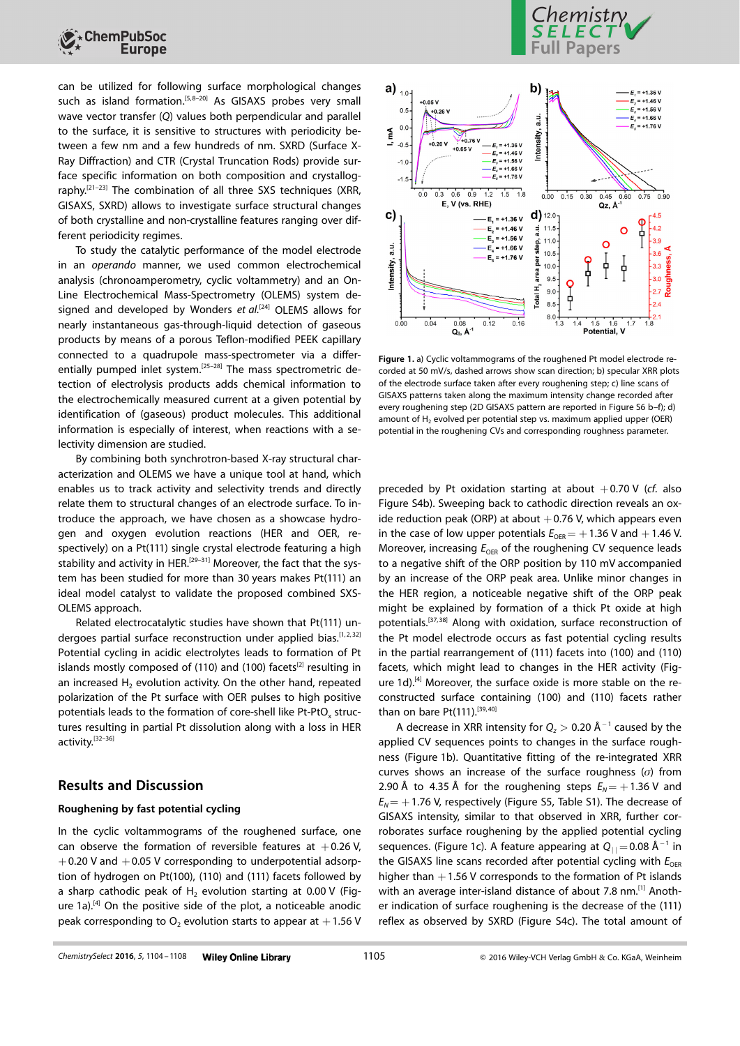can be utilized for following surface morphological changes such as island formation.[5,8–20] As GISAXS probes very small wave vector transfer ($Q$) values both perpendicular and parallel to the surface, it is sensitive to structures with periodicity between a few nm and a few hundreds of nm. SXRD (Surface X-Ray Diffraction) and CTR (Crystal Truncation Rods) provide surface specific information on both composition and crystallography.[21–23] The combination of all three SXS techniques (XRR, GISAXS, SXRD) allows to investigate surface structural changes of both crystalline and non-crystalline features ranging over different periodicity regimes.

To study the catalytic performance of the model electrode in an *operando* manner, we used common electrochemical analysis (chronoamperometry, cyclic voltammetry) and an On-Line Electrochemical Mass-Spectrometry (OLEMS) system designed and developed by Wonders *et al.*[24] OLEMS allows for nearly instantaneous gas-through-liquid detection of gaseous products by means of a porous Teflon-modified PEEK capillary connected to a quadrupole mass-spectrometer via a differentially pumped inlet system.[25–28] The mass spectrometric detection of electrolysis products adds chemical information to the electrochemically measured current at a given potential by identification of (gaseous) product molecules. This additional information is especially of interest, when reactions with a selectivity dimension are studied.

By combining both synchrotron-based X-ray structural characterization and OLEMS we have a unique tool at hand, which enables us to track activity and selectivity trends and directly relate them to structural changes of an electrode surface. To introduce the approach, we have chosen as a showcase hydrogen and oxygen evolution reactions (HER and OER, respectively) on a Pt(111) single crystal electrode featuring a high stability and activity in HER.[29–31] Moreover, the fact that the system has been studied for more than 30 years makes Pt(111) an ideal model catalyst to validate the proposed combined SXS-OLEMS approach.

Related electrocatalytic studies have shown that Pt(111) undergoes partial surface reconstruction under applied bias.[1,2,32] Potential cycling in acidic electrolytes leads to formation of Pt islands mostly composed of (110) and (100) facets[2] resulting in an increased $H_2$ evolution activity. On the other hand, repeated polarization of the Pt surface with OER pulses to high positive potentials leads to the formation of core-shell like Pt-$PtO_x$ structures resulting in partial Pt dissolution along with a loss in HER activity.[32–36]

## Results and Discussion

### Roughening by fast potential cycling

In the cyclic voltammograms of the roughened surface, one can observe the formation of reversible features at +0.26 V, +0.20 V and +0.05 V corresponding to underpotential adsorption of hydrogen on Pt(100), (110) and (111) facets followed by a sharp cathodic peak of $H_2$ evolution starting at 0.00 V (Figure 1a).[4] On the positive side of the plot, a noticeable anodic peak corresponding to $O_2$ evolution starts to appear at +1.56 V preceded by Pt oxidation starting at about +0.70 V (*cf.* also Figure S4b). Sweeping back to cathodic direction reveals an oxide reduction peak (ORP) at about +0.76 V, which appears even in the case of low upper potentials $E_{OER}$ = +1.36 V and +1.46 V. Moreover, increasing $E_{OER}$ of the roughening CV sequence leads to a negative shift of the ORP position by 110 mV accompanied by an increase of the ORP peak area. Unlike minor changes in the HER region, a noticeable negative shift of the ORP peak might be explained by formation of a thick Pt oxide at high potentials.[37,38] Along with oxidation, surface reconstruction of the Pt model electrode occurs as fast potential cycling results in the partial rearrangement of (111) facets into (100) and (110) facets, which might lead to changes in the HER activity (Figure 1d).[4] Moreover, the surface oxide is more stable on the reconstructed surface containing (100) and (110) facets rather than on bare Pt(111).[39,40]

A decrease in XRR intensity for $Q_z > 0.20$ Å$^{-1}$ caused by the applied CV sequences points to changes in the surface roughness (Figure 1b). Quantitative fitting of the re-integrated XRR curves shows an increase of the surface roughness ($\sigma$) from 2.90 Å to 4.35 Å for the roughening steps $E_N$ = +1.36 V and $E_N$ = +1.76 V, respectively (Figure S5, Table S1). The decrease of GISAXS intensity, similar to that observed in XRR, further corroborates surface roughening by the applied potential cycling sequences. (Figure 1c). A feature appearing at $Q_{||}$ = 0.08 Å$^{-1}$ in the GISAXS line scans recorded after potential cycling with $E_{OER}$ higher than +1.56 V corresponds to the formation of Pt islands with an average inter-island distance of about 7.8 nm.[1] Another indication of surface roughening is the decrease of the (111) reflex as observed by SXRD (Figure S4c). The total amount of

**Figure 1.** a) Cyclic voltammograms of the roughened Pt model electrode recorded at 50 mV/s, dashed arrows show scan direction; b) specular XRR plots of the electrode surface taken after every roughening step; c) line scans of GISAXS patterns taken along the maximum intensity change recorded after every roughening step (2D GISAXS pattern are reported in Figure S6 b–f); d) amount of $H_2$ evolved per potential step vs. maximum applied upper (OER) potential in the roughening CVs and corresponding roughness parameter.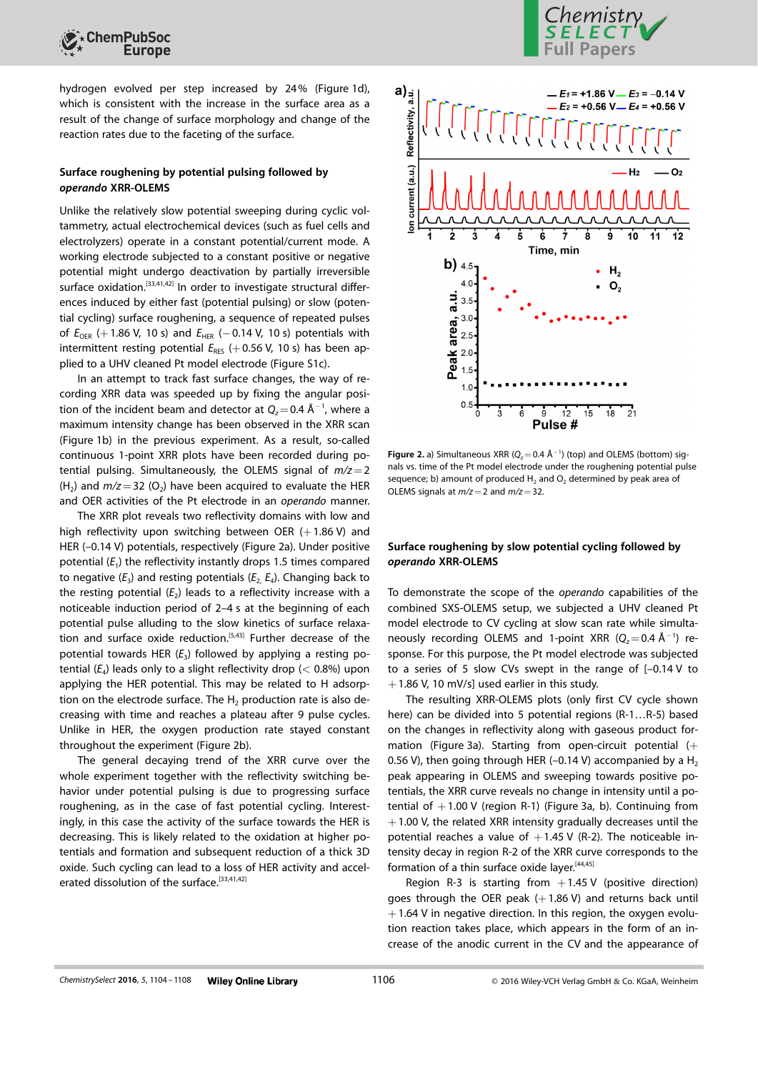hydrogen evolved per step increased by 24% (Figure 1d), which is consistent with the increase in the surface area as a result of the change of surface morphology and change of the reaction rates due to the faceting of the surface.

### Surface roughening by potential pulsing followed by *operando* XRR-OLEMS

Unlike the relatively slow potential sweeping during cyclic voltammetry, actual electrochemical devices (such as fuel cells and electrolyzers) operate in a constant potential/current mode. A working electrode subjected to a constant positive or negative potential might undergo deactivation by partially irreversible surface oxidation.[33,41,42] In order to investigate structural differences induced by either fast (potential pulsing) or slow (potential cycling) surface roughening, a sequence of repeated pulses of $E_{OER}$ (+1.86 V, 10 s) and $E_{HER}$ (−0.14 V, 10 s) potentials with intermittent resting potential $E_{RES}$ (+0.56 V, 10 s) has been applied to a UHV cleaned Pt model electrode (Figure S1c).

In an attempt to track fast surface changes, the way of recording XRR data was speeded up by fixing the angular position of the incident beam and detector at $Q_z = 0.4$ Å$^{-1}$, where a maximum intensity change has been observed in the XRR scan (Figure 1b) in the previous experiment. As a result, so-called continuous 1-point XRR plots have been recorded during potential pulsing. Simultaneously, the OLEMS signal of $m/z = 2$ ($H_2$) and $m/z = 32$ ($O_2$) have been acquired to evaluate the HER and OER activities of the Pt electrode in an *operando* manner.

The XRR plot reveals two reflectivity domains with low and high reflectivity upon switching between OER (+1.86 V) and HER (−0.14 V) potentials, respectively (Figure 2a). Under positive potential ($E_1$) the reflectivity instantly drops 1.5 times compared to negative ($E_3$) and resting potentials ($E_2$, $E_4$). Changing back to the resting potential ($E_2$) leads to a reflectivity increase with a noticeable induction period of 2–4 s at the beginning of each potential pulse alluding to the slow kinetics of surface relaxation and surface oxide reduction.[5,43] Further decrease of the potential towards HER ($E_3$) followed by applying a resting potential ($E_4$) leads only to a slight reflectivity drop (< 0.8%) upon applying the HER potential. This may be related to H adsorption on the electrode surface. The $H_2$ production rate is also decreasing with time and reaches a plateau after 9 pulse cycles. Unlike in HER, the oxygen production rate stayed constant throughout the experiment (Figure 2b).

The general decaying trend of the XRR curve over the whole experiment together with the reflectivity switching behavior under potential pulsing is due to progressing surface roughening, as in the case of fast potential cycling. Interestingly, in this case the activity of the surface towards the HER is decreasing. This is likely related to the oxidation at higher potentials and formation and subsequent reduction of a thick 3D oxide. Such cycling can lead to a loss of HER activity and accelerated dissolution of the surface.[33,41,42]

**Figure 2.** a) Simultaneous XRR ($Q_z = 0.4$ Å$^{-1}$) (top) and OLEMS (bottom) signals vs. time of the Pt model electrode under the roughening potential pulse sequence; b) amount of produced $H_2$ and $O_2$ determined by peak area of OLEMS signals at $m/z = 2$ and $m/z = 32$.

### Surface roughening by slow potential cycling followed by *operando* XRR-OLEMS

To demonstrate the scope of the *operando* capabilities of the combined SXS-OLEMS setup, we subjected a UHV cleaned Pt model electrode to CV cycling at slow scan rate while simultaneously recording OLEMS and 1-point XRR ($Q_z = 0.4$ Å$^{-1}$) response. For this purpose, the Pt model electrode was subjected to a series of 5 slow CVs swept in the range of [−0.14 V to +1.86 V, 10 mV/s] used earlier in this study.

The resulting XRR-OLEMS plots (only first CV cycle shown here) can be divided into 5 potential regions (R-1…R-5) based on the changes in reflectivity along with gaseous product formation (Figure 3a). Starting from open-circuit potential (+0.56 V), then going through HER (−0.14 V) accompanied by a $H_2$ peak appearing in OLEMS and sweeping towards positive potentials, the XRR curve reveals no change in intensity until a potential of +1.00 V (region R-1) (Figure 3a, b). Continuing from +1.00 V, the related XRR intensity gradually decreases until the potential reaches a value of +1.45 V (R-2). The noticeable intensity decay in region R-2 of the XRR curve corresponds to the formation of a thin surface oxide layer.[44,45]

Region R-3 is starting from +1.45 V (positive direction) goes through the OER peak (+1.86 V) and returns back until +1.64 V in negative direction. In this region, the oxygen evolution reaction takes place, which appears in the form of an increase of the anodic current in the CV and the appearance of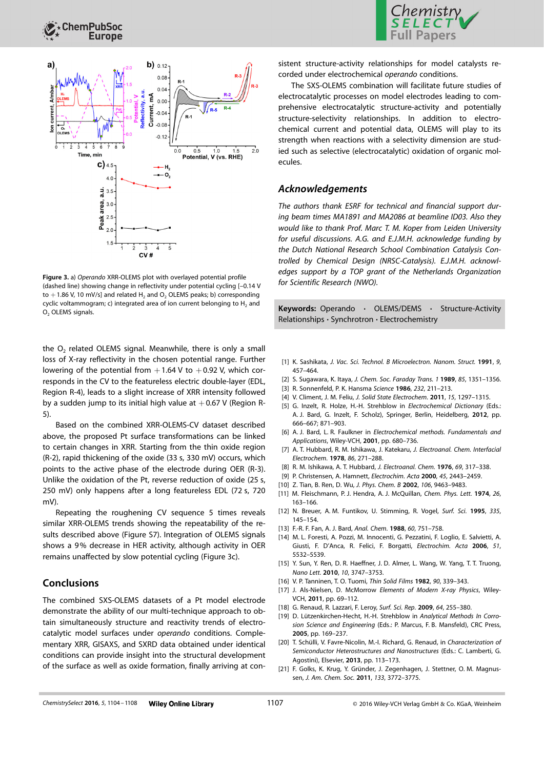Figure 3. a) *Operando* XRR-OLEMS plot with overlayed potential profile (dashed line) showing change in reflectivity under potential cycling [−0.14 V to +1.86 V, 10 mV/s] and related $H_2$ and $O_2$ OLEMS peaks; b) corresponding cyclic voltammogram; c) integrated area of ion current belonging to $H_2$ and $O_2$ OLEMS signals.

the $O_2$ related OLEMS signal. Meanwhile, there is only a small loss of X-ray reflectivity in the chosen potential range. Further lowering of the potential from +1.64 V to +0.92 V, which corresponds in the CV to the featureless electric double-layer (EDL, Region R-4), leads to a slight increase of XRR intensity followed by a sudden jump to its initial high value at +0.67 V (Region R-5).

Based on the combined XRR-OLEMS-CV dataset described above, the proposed Pt surface transformations can be linked to certain changes in XRR. Starting from the thin oxide region (R-2), rapid thickening of the oxide (33 s, 330 mV) occurs, which points to the active phase of the electrode during OER (R-3). Unlike the oxidation of the Pt, reverse reduction of oxide (25 s, 250 mV) only happens after a long featureless EDL (72 s, 720 mV).

Repeating the roughening CV sequence 5 times reveals similar XRR-OLEMS trends showing the repeatability of the results described above (Figure S7). Integration of OLEMS signals shows a 9% decrease in HER activity, although activity in OER remains unaffected by slow potential cycling (Figure 3c).

## Conclusions

The combined SXS-OLEMS datasets of a Pt model electrode demonstrate the ability of our multi-technique approach to obtain simultaneously structure and reactivity trends of electrocatalytic model surfaces under *operando* conditions. Complementary XRR, GISAXS, and SXRD data obtained under identical conditions can provide insight into the structural development of the surface as well as oxide formation, finally arriving at consistent structure-activity relationships for model catalysts recorded under electrochemical *operando* conditions.

The SXS-OLEMS combination will facilitate future studies of electrocatalytic processes on model electrodes leading to comprehensive electrocatalytic structure-activity and potentially structure-selectivity relationships. In addition to electrochemical current and potential data, OLEMS will play to its strength when reactions with a selectivity dimension are studied such as selective (electrocatalytic) oxidation of organic molecules.

## Acknowledgements

*The authors thank ESRF for technical and financial support during beam times MA1891 and MA2086 at beamline ID03. Also they would like to thank Prof. Marc T. M. Koper from Leiden University for useful discussions. A.G. and E.J.M.H. acknowledge funding by the Dutch National Research School Combination Catalysis Controlled by Chemical Design (NRSC-Catalysis). E.J.M.H. acknowledges support by a TOP grant of the Netherlands Organization for Scientific Research (NWO).*

**Keywords:** Operando · OLEMS/DEMS · Structure-Activity Relationships · Synchrotron · Electrochemistry

[1] K. Sashikata, *J. Vac. Sci. Technol. B Microelectron. Nanom. Struct.* **1991**, *9*, 457–464.
[2] S. Sugawara, K. Itaya, *J. Chem. Soc. Faraday Trans. 1* **1989**, *85*, 1351–1356.
[3] R. Sonnenfeld, P. K. Hansma *Science* **1986**, *232*, 211–213.
[4] V. Climent, J. M. Feliu, *J. Solid State Electrochem.* **2011**, *15*, 1297–1315.
[5] G. Inzelt, R. Holze, H.-H. Strehblow in *Electrochemical Dictionary* (Eds.: A. J. Bard, G. Inzelt, F. Scholz), Springer, Berlin, Heidelberg, **2012**, pp. 666–667; 871–903.
[6] A. J. Bard, L. R. Faulkner in *Electrochemical methods. Fundamentals and Applications*, Wiley-VCH, **2001**, pp. 680–736.
[7] A. T. Hubbard, R. M. Ishikawa, J. Katekaru, *J. Electroanal. Chem. Interfacial Electrochem.* **1978**, *86*, 271–288.
[8] R. M. Ishikawa, A. T. Hubbard, *J. Electroanal. Chem.* **1976**, *69*, 317–338.
[9] P. Christensen, A. Hamnett, *Electrochim. Acta* **2000**, *45*, 2443–2459.
[10] Z. Tian, B. Ren, D. Wu, *J. Phys. Chem. B* **2002**, *106*, 9463–9483.
[11] M. Fleischmann, P. J. Hendra, A. J. McQuillan, *Chem. Phys. Lett.* **1974**, *26*, 163–166.
[12] N. Breuer, A. M. Funtikov, U. Stimming, R. Vogel, *Surf. Sci.* **1995**, *335*, 145–154.
[13] F.-R. F. Fan, A. J. Bard, *Anal. Chem.* **1988**, *60*, 751–758.
[14] M. L. Foresti, A. Pozzi, M. Innocenti, G. Pezzatini, F. Loglio, E. Salvietti, A. Giusti, F. D'Anca, R. Felici, F. Borgatti, *Electrochim. Acta* **2006**, *51*, 5532–5539.
[15] Y. Sun, Y. Ren, D. R. Haeffner, J. D. Almer, L. Wang, W. Yang, T. T. Truong, *Nano Lett.* **2010**, *10*, 3747–3753.
[16] V. P. Tanninen, T. O. Tuomi, *Thin Solid Films* **1982**, *90*, 339–343.
[17] J. Als-Nielsen, D. McMorrow *Elements of Modern X-ray Physics*, Wiley-VCH, **2011**, pp. 69–112.
[18] G. Renaud, R. Lazzari, F. Leroy, *Surf. Sci. Rep.* **2009**, *64*, 255–380.
[19] D. Lützenkirchen-Hecht, H.-H. Strehblow in *Analytical Methods In Corrosion Science and Engineering* (Eds.: P. Marcus, F. B. Mansfeld), CRC Press, **2005**, pp. 169–237.
[20] T. Schülli, V. Favre-Nicolin, M.-I. Richard, G. Renaud, in *Characterization of Semiconductor Heterostructures and Nanostructures* (Eds.: C. Lamberti, G. Agostini), Elsevier, **2013**, pp. 113–173.
[21] F. Golks, K. Krug, Y. Gründer, J. Zegenhagen, J. Stettner, O. M. Magnussen, *J. Am. Chem. Soc.* **2011**, *133*, 3772–3775.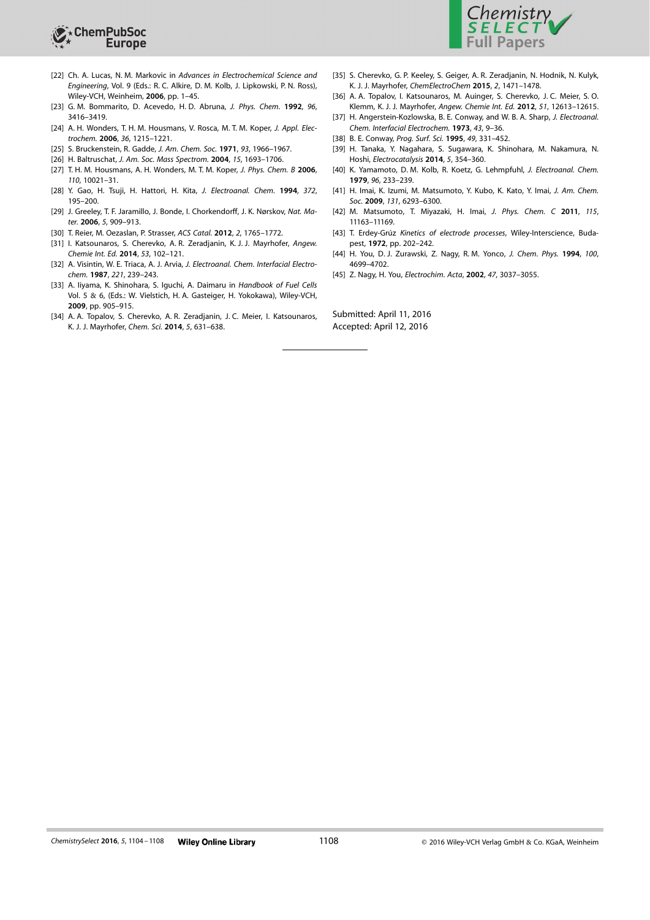[22] Ch. A. Lucas, N. M. Markovic in *Advances in Electrochemical Science and Engineering*, Vol. 9 (Eds.: R. C. Alkire, D. M. Kolb, J. Lipkowski, P. N. Ross), Wiley-VCH, Weinheim, **2006**, pp. 1–45.

[23] G. M. Bommarito, D. Acevedo, H. D. Abruna, *J. Phys. Chem.* **1992**, *96*, 3416–3419.

[24] A. H. Wonders, T. H. M. Housmans, V. Rosca, M. T. M. Koper, *J. Appl. Electrochem.* **2006**, *36*, 1215–1221.

[25] S. Bruckenstein, R. Gadde, *J. Am. Chem. Soc.* **1971**, *93*, 1966–1967.

[26] H. Baltruschat, *J. Am. Soc. Mass Spectrom.* **2004**, *15*, 1693–1706.

[27] T. H. M. Housmans, A. H. Wonders, M. T. M. Koper, *J. Phys. Chem. B* **2006**, *110*, 10021–31.

[28] Y. Gao, H. Tsuji, H. Hattori, H. Kita, *J. Electroanal. Chem.* **1994**, *372*, 195–200.

[29] J. Greeley, T. F. Jaramillo, J. Bonde, I. Chorkendorff, J. K. Nørskov, *Nat. Mater.* **2006**, *5*, 909–913.

[30] T. Reier, M. Oezaslan, P. Strasser, *ACS Catal.* **2012**, *2*, 1765–1772.

[31] I. Katsounaros, S. Cherevko, A. R. Zeradjanin, K. J. J. Mayrhofer, *Angew. Chemie Int. Ed.* **2014**, *53*, 102–121.

[32] A. Visintin, W. E. Triaca, A. J. Arvia, *J. Electroanal. Chem. Interfacial Electrochem.* **1987**, *221*, 239–243.

[33] A. Iiyama, K. Shinohara, S. Iguchi, A. Daimaru in *Handbook of Fuel Cells* Vol. 5 & 6, (Eds.: W. Vielstich, H. A. Gasteiger, H. Yokokawa), Wiley-VCH, **2009**, pp. 905–915.

[34] A. A. Topalov, S. Cherevko, A. R. Zeradjanin, J. C. Meier, I. Katsounaros, K. J. J. Mayrhofer, *Chem. Sci.* **2014**, *5*, 631–638.

[35] S. Cherevko, G. P. Keeley, S. Geiger, A. R. Zeradjanin, N. Hodnik, N. Kulyk, K. J. J. Mayrhofer, *ChemElectroChem* **2015**, *2*, 1471–1478.

[36] A. A. Topalov, I. Katsounaros, M. Auinger, S. Cherevko, J. C. Meier, S. O. Klemm, K. J. J. Mayrhofer, *Angew. Chemie Int. Ed.* **2012**, *51*, 12613–12615.

[37] H. Angerstein-Kozlowska, B. E. Conway, and W. B. A. Sharp, *J. Electroanal. Chem. Interfacial Electrochem.* **1973**, *43*, 9–36.

[38] B. E. Conway, *Prog. Surf. Sci.* **1995**, *49*, 331–452.

[39] H. Tanaka, Y. Nagahara, S. Sugawara, K. Shinohara, M. Nakamura, N. Hoshi, *Electrocatalysis* **2014**, *5*, 354–360.

[40] K. Yamamoto, D. M. Kolb, R. Koetz, G. Lehmpfuhl, *J. Electroanal. Chem.* **1979**, *96*, 233–239.

[41] H. Imai, K. Izumi, M. Matsumoto, Y. Kubo, K. Kato, Y. Imai, *J. Am. Chem. Soc.* **2009**, *131*, 6293–6300.

[42] M. Matsumoto, T. Miyazaki, H. Imai, *J. Phys. Chem. C* **2011**, *115*, 11163–11169.

[43] T. Erdey-Grúz *Kinetics of electrode processes*, Wiley-Interscience, Budapest, **1972**, pp. 202–242.

[44] H. You, D. J. Zurawski, Z. Nagy, R. M. Yonco, *J. Chem. Phys.* **1994**, *100*, 4699–4702.

[45] Z. Nagy, H. You, *Electrochim. Acta*, **2002**, *47*, 3037–3055.

Submitted: April 11, 2016
Accepted: April 12, 2016